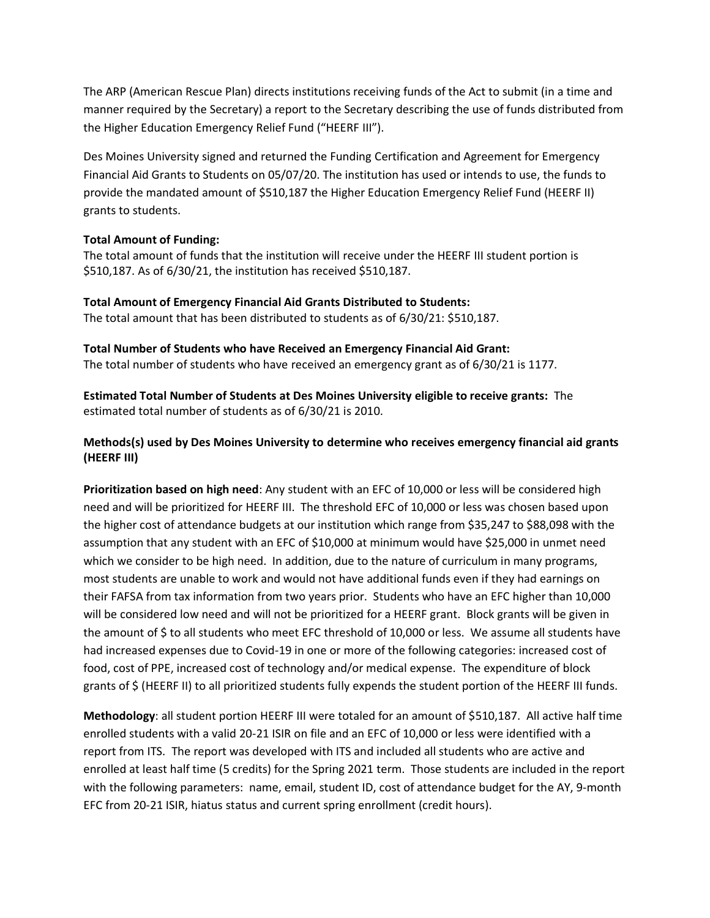The ARP (American Rescue Plan) directs institutions receiving funds of the Act to submit (in a time and manner required by the Secretary) a report to the Secretary describing the use of funds distributed from the Higher Education Emergency Relief Fund ("HEERF III").

Des Moines University signed and returned the Funding Certification and Agreement for Emergency Financial Aid Grants to Students on 05/07/20. The institution has used or intends to use, the funds to provide the mandated amount of $510,187 the Higher Education Emergency Relief Fund (HEERF II) grants to students.

**Total Amount of Funding:**
The total amount of funds that the institution will receive under the HEERF III student portion is $510,187. As of 6/30/21, the institution has received $510,187.

**Total Amount of Emergency Financial Aid Grants Distributed to Students:**
The total amount that has been distributed to students as of 6/30/21: $510,187.

**Total Number of Students who have Received an Emergency Financial Aid Grant:**
The total number of students who have received an emergency grant as of 6/30/21 is 1177.

**Estimated Total Number of Students at Des Moines University eligible to receive grants:** The estimated total number of students as of 6/30/21 is 2010.

**Methods(s) used by Des Moines University to determine who receives emergency financial aid grants (HEERF III)**

**Prioritization based on high need**: Any student with an EFC of 10,000 or less will be considered high need and will be prioritized for HEERF III. The threshold EFC of 10,000 or less was chosen based upon the higher cost of attendance budgets at our institution which range from $35,247 to $88,098 with the assumption that any student with an EFC of $10,000 at minimum would have $25,000 in unmet need which we consider to be high need. In addition, due to the nature of curriculum in many programs, most students are unable to work and would not have additional funds even if they had earnings on their FAFSA from tax information from two years prior. Students who have an EFC higher than 10,000 will be considered low need and will not be prioritized for a HEERF grant. Block grants will be given in the amount of $ to all students who meet EFC threshold of 10,000 or less. We assume all students have had increased expenses due to Covid-19 in one or more of the following categories: increased cost of food, cost of PPE, increased cost of technology and/or medical expense. The expenditure of block grants of $ (HEERF II) to all prioritized students fully expends the student portion of the HEERF III funds.

**Methodology**: all student portion HEERF III were totaled for an amount of $510,187. All active half time enrolled students with a valid 20-21 ISIR on file and an EFC of 10,000 or less were identified with a report from ITS. The report was developed with ITS and included all students who are active and enrolled at least half time (5 credits) for the Spring 2021 term. Those students are included in the report with the following parameters: name, email, student ID, cost of attendance budget for the AY, 9-month EFC from 20-21 ISIR, hiatus status and current spring enrollment (credit hours).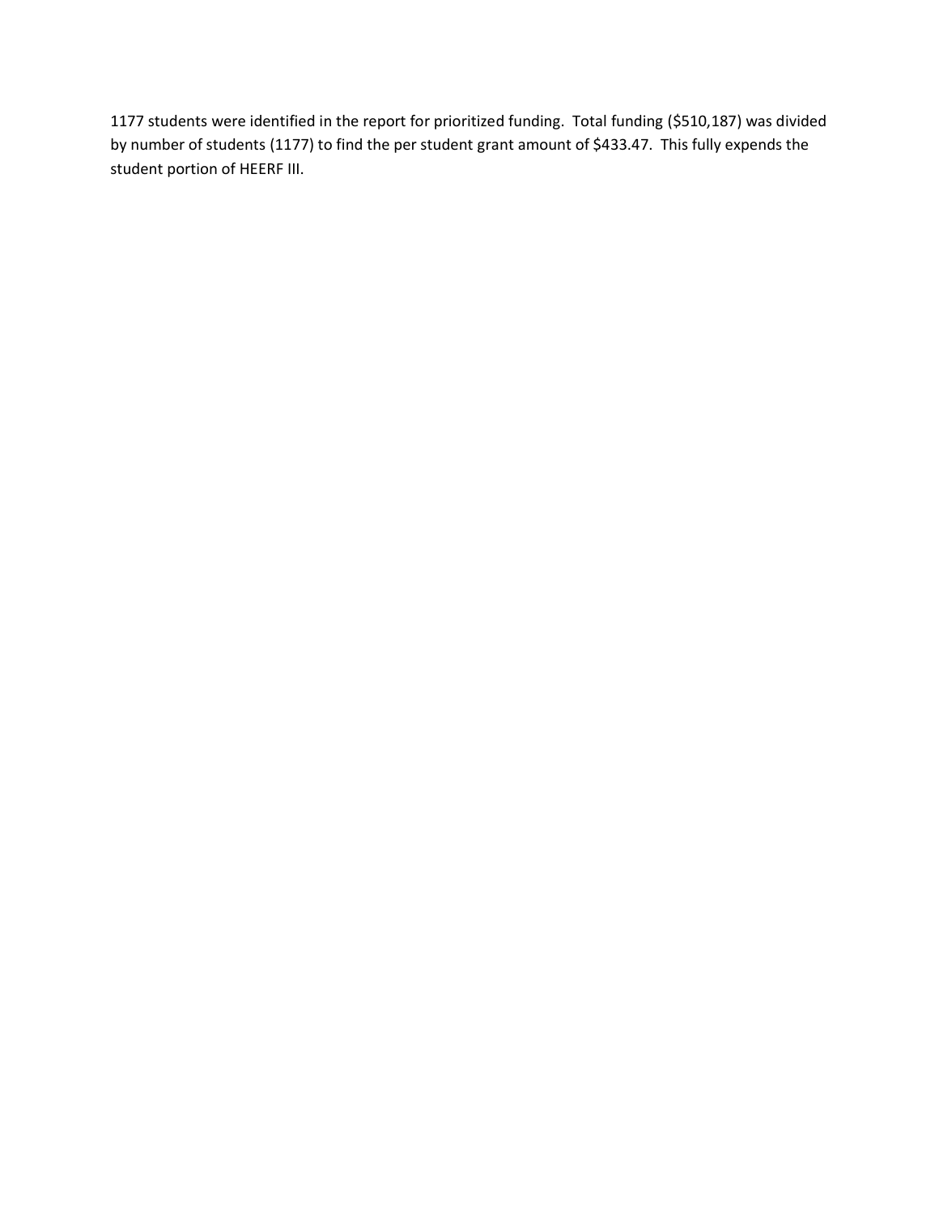1177 students were identified in the report for prioritized funding. Total funding ($510,187) was divided by number of students (1177) to find the per student grant amount of $433.47. This fully expends the student portion of HEERF III.